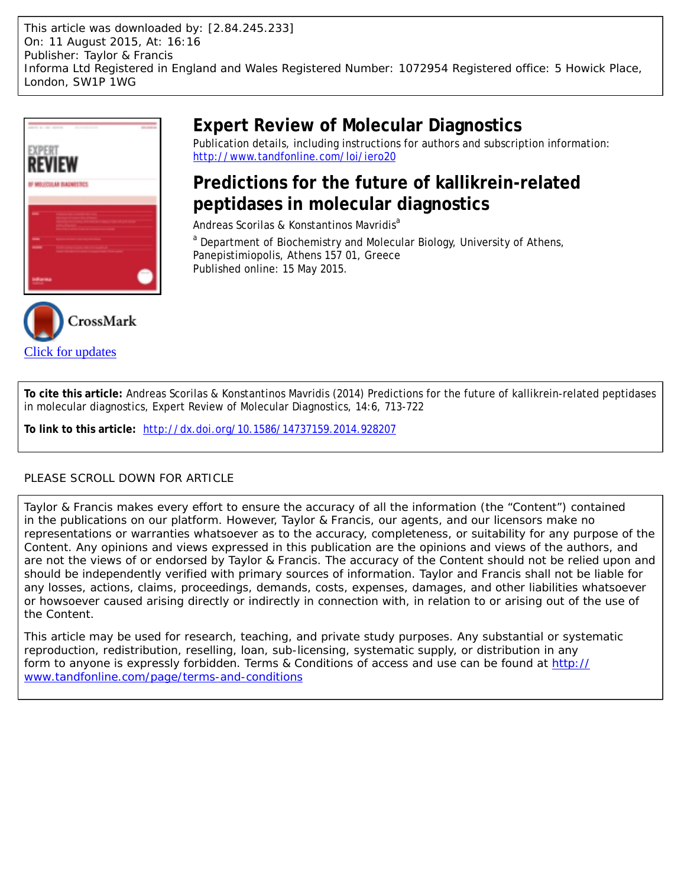This article was downloaded by: [2.84.245.233]
On: 11 August 2015, At: 16:16
Publisher: Taylor & Francis
Informa Ltd Registered in England and Wales Registered Number: 1072954 Registered office: 5 Howick Place, London, SW1P 1WG

# Expert Review of Molecular Diagnostics

Publication details, including instructions for authors and subscription information:
http://www.tandfonline.com/loi/iero20

## Predictions for the future of kallikrein-related peptidases in molecular diagnostics

Andreas Scorilas & Konstantinos Mavridis[a]

[a] Department of Biochemistry and Molecular Biology, University of Athens, Panepistimiopolis, Athens 157 01, Greece

Published online: 15 May 2015.

CrossMark

Click for updates

**To cite this article:** Andreas Scorilas & Konstantinos Mavridis (2014) Predictions for the future of kallikrein-related peptidases in molecular diagnostics, Expert Review of Molecular Diagnostics, 14:6, 713-722

**To link to this article:** http://dx.doi.org/10.1586/14737159.2014.928207

PLEASE SCROLL DOWN FOR ARTICLE

Taylor & Francis makes every effort to ensure the accuracy of all the information (the "Content") contained in the publications on our platform. However, Taylor & Francis, our agents, and our licensors make no representations or warranties whatsoever as to the accuracy, completeness, or suitability for any purpose of the Content. Any opinions and views expressed in this publication are the opinions and views of the authors, and are not the views of or endorsed by Taylor & Francis. The accuracy of the Content should not be relied upon and should be independently verified with primary sources of information. Taylor and Francis shall not be liable for any losses, actions, claims, proceedings, demands, costs, expenses, damages, and other liabilities whatsoever or howsoever caused arising directly or indirectly in connection with, in relation to or arising out of the use of the Content.

This article may be used for research, teaching, and private study purposes. Any substantial or systematic reproduction, redistribution, reselling, loan, sub-licensing, systematic supply, or distribution in any form to anyone is expressly forbidden. Terms & Conditions of access and use can be found at http://www.tandfonline.com/page/terms-and-conditions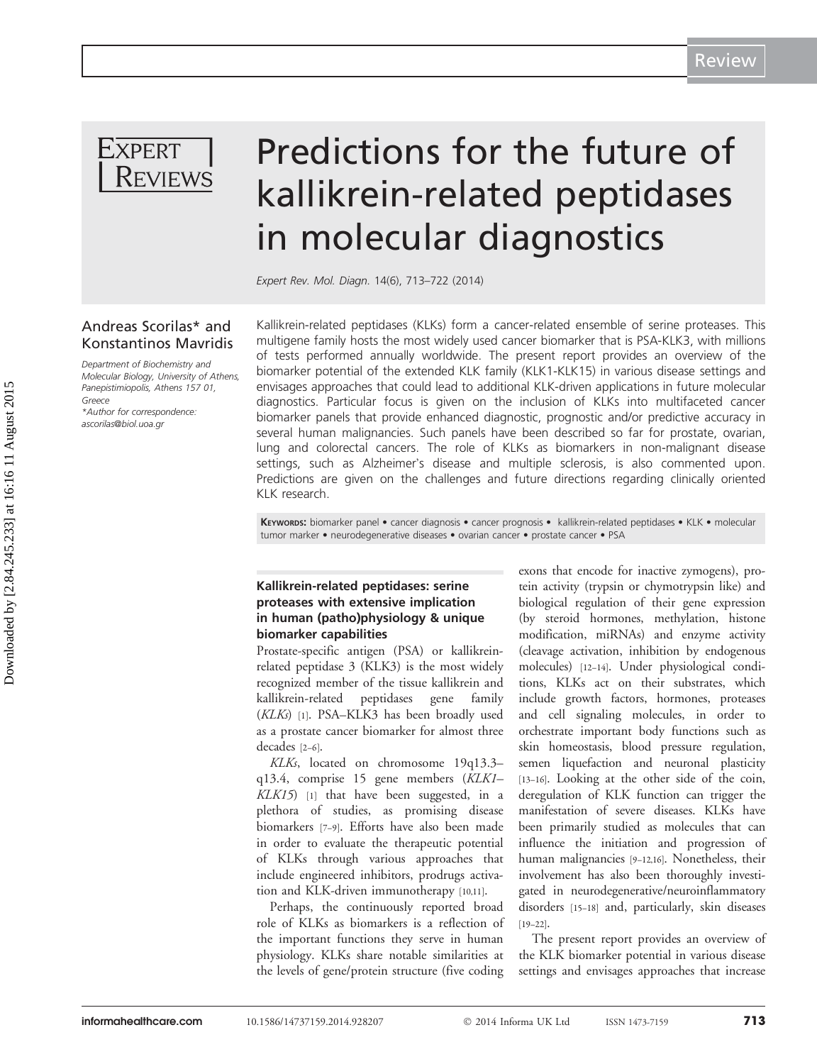Review

# Predictions for the future of kallikrein-related peptidases in molecular diagnostics

*Expert Rev. Mol. Diagn.* 14(6), 713–722 (2014)

**Andreas Scorilas\* and Konstantinos Mavridis**

*Department of Biochemistry and Molecular Biology, University of Athens, Panepistimiopolis, Athens 157 01, Greece*
*\*Author for correspondence: ascorilas@biol.uoa.gr*

Kallikrein-related peptidases (KLKs) form a cancer-related ensemble of serine proteases. This multigene family hosts the most widely used cancer biomarker that is PSA-KLK3, with millions of tests performed annually worldwide. The present report provides an overview of the biomarker potential of the extended KLK family (KLK1-KLK15) in various disease settings and envisages approaches that could lead to additional KLK-driven applications in future molecular diagnostics. Particular focus is given on the inclusion of KLKs into multifaceted cancer biomarker panels that provide enhanced diagnostic, prognostic and/or predictive accuracy in several human malignancies. Such panels have been described so far for prostate, ovarian, lung and colorectal cancers. The role of KLKs as biomarkers in non-malignant disease settings, such as Alzheimer's disease and multiple sclerosis, is also commented upon. Predictions are given on the challenges and future directions regarding clinically oriented KLK research.

**Keywords:** biomarker panel • cancer diagnosis • cancer prognosis • kallikrein-related peptidases • KLK • molecular tumor marker • neurodegenerative diseases • ovarian cancer • prostate cancer • PSA

## Kallikrein-related peptidases: serine proteases with extensive implication in human (patho)physiology & unique biomarker capabilities

Prostate-specific antigen (PSA) or kallikrein-related peptidase 3 (KLK3) is the most widely recognized member of the tissue kallikrein and kallikrein-related peptidases gene family (*KLKs*) [1]. PSA–KLK3 has been broadly used as a prostate cancer biomarker for almost three decades [2–6].

*KLKs*, located on chromosome 19q13.3–q13.4, comprise 15 gene members (*KLK1*–*KLK15*) [1] that have been suggested, in a plethora of studies, as promising disease biomarkers [7–9]. Efforts have also been made in order to evaluate the therapeutic potential of KLKs through various approaches that include engineered inhibitors, prodrugs activation and KLK-driven immunotherapy [10,11].

Perhaps, the continuously reported broad role of KLKs as biomarkers is a reflection of the important functions they serve in human physiology. KLKs share notable similarities at the levels of gene/protein structure (five coding exons that encode for inactive zymogens), protein activity (trypsin or chymotrypsin like) and biological regulation of their gene expression (by steroid hormones, methylation, histone modification, miRNAs) and enzyme activity (cleavage activation, inhibition by endogenous molecules) [12–14]. Under physiological conditions, KLKs act on their substrates, which include growth factors, hormones, proteases and cell signaling molecules, in order to orchestrate important body functions such as skin homeostasis, blood pressure regulation, semen liquefaction and neuronal plasticity [13–16]. Looking at the other side of the coin, deregulation of KLK function can trigger the manifestation of severe diseases. KLKs have been primarily studied as molecules that can influence the initiation and progression of human malignancies [9–12,16]. Nonetheless, their involvement has also been thoroughly investigated in neurodegenerative/neuroinflammatory disorders [15–18] and, particularly, skin diseases [19–22].

The present report provides an overview of the KLK biomarker potential in various disease settings and envisages approaches that increase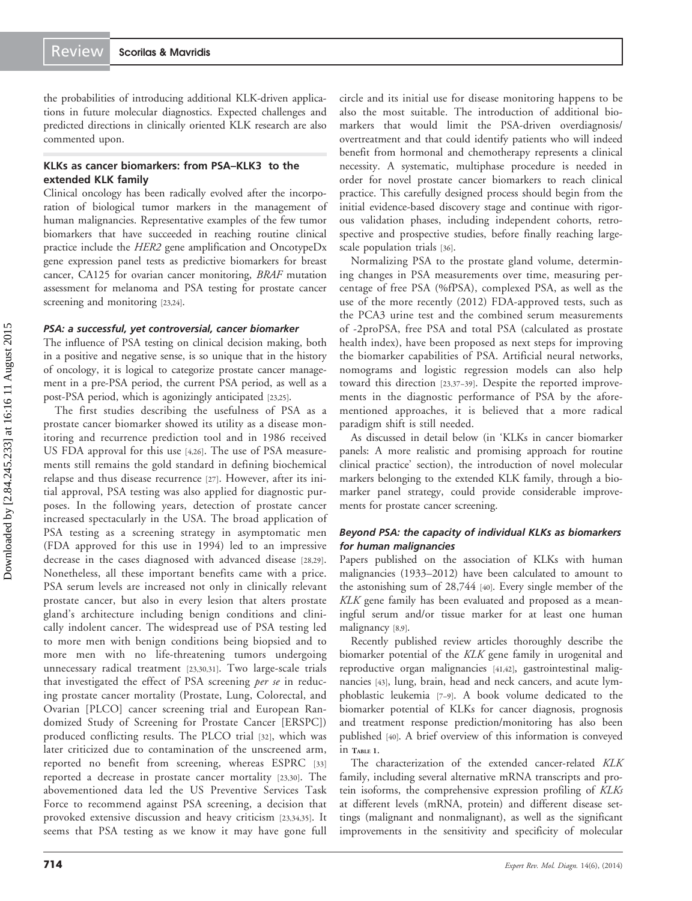the probabilities of introducing additional KLK-driven applications in future molecular diagnostics. Expected challenges and predicted directions in clinically oriented KLK research are also commented upon.

## KLKs as cancer biomarkers: from PSA–KLK3 to the extended KLK family

Clinical oncology has been radically evolved after the incorporation of biological tumor markers in the management of human malignancies. Representative examples of the few tumor biomarkers that have succeeded in reaching routine clinical practice include the *HER2* gene amplification and OncotypeDx gene expression panel tests as predictive biomarkers for breast cancer, CA125 for ovarian cancer monitoring, *BRAF* mutation assessment for melanoma and PSA testing for prostate cancer screening and monitoring [23,24].

### *PSA: a successful, yet controversial, cancer biomarker*

The influence of PSA testing on clinical decision making, both in a positive and negative sense, is so unique that in the history of oncology, it is logical to categorize prostate cancer management in a pre-PSA period, the current PSA period, as well as a post-PSA period, which is agonizingly anticipated [23,25].

The first studies describing the usefulness of PSA as a prostate cancer biomarker showed its utility as a disease monitoring and recurrence prediction tool and in 1986 received US FDA approval for this use [4,26]. The use of PSA measurements still remains the gold standard in defining biochemical relapse and thus disease recurrence [27]. However, after its initial approval, PSA testing was also applied for diagnostic purposes. In the following years, detection of prostate cancer increased spectacularly in the USA. The broad application of PSA testing as a screening strategy in asymptomatic men (FDA approved for this use in 1994) led to an impressive decrease in the cases diagnosed with advanced disease [28,29]. Nonetheless, all these important benefits came with a price. PSA serum levels are increased not only in clinically relevant prostate cancer, but also in every lesion that alters prostate gland's architecture including benign conditions and clinically indolent cancer. The widespread use of PSA testing led to more men with benign conditions being biopsied and to more men with no life-threatening tumors undergoing unnecessary radical treatment [23,30,31]. Two large-scale trials that investigated the effect of PSA screening *per se* in reducing prostate cancer mortality (Prostate, Lung, Colorectal, and Ovarian [PLCO] cancer screening trial and European Randomized Study of Screening for Prostate Cancer [ERSPC]) produced conflicting results. The PLCO trial [32], which was later criticized due to contamination of the unscreened arm, reported no benefit from screening, whereas ESPRC [33] reported a decrease in prostate cancer mortality [23,30]. The abovementioned data led the US Preventive Services Task Force to recommend against PSA screening, a decision that provoked extensive discussion and heavy criticism [23,34,35]. It seems that PSA testing as we know it may have gone full circle and its initial use for disease monitoring happens to be also the most suitable. The introduction of additional biomarkers that would limit the PSA-driven overdiagnosis/overtreatment and that could identify patients who will indeed benefit from hormonal and chemotherapy represents a clinical necessity. A systematic, multiphase procedure is needed in order for novel prostate cancer biomarkers to reach clinical practice. This carefully designed process should begin from the initial evidence-based discovery stage and continue with rigorous validation phases, including independent cohorts, retrospective and prospective studies, before finally reaching large-scale population trials [36].

Normalizing PSA to the prostate gland volume, determining changes in PSA measurements over time, measuring percentage of free PSA (%fPSA), complexed PSA, as well as the use of the more recently (2012) FDA-approved tests, such as the PCA3 urine test and the combined serum measurements of -2proPSA, free PSA and total PSA (calculated as prostate health index), have been proposed as next steps for improving the biomarker capabilities of PSA. Artificial neural networks, nomograms and logistic regression models can also help toward this direction [23,37–39]. Despite the reported improvements in the diagnostic performance of PSA by the aforementioned approaches, it is believed that a more radical paradigm shift is still needed.

As discussed in detail below (in 'KLKs in cancer biomarker panels: A more realistic and promising approach for routine clinical practice' section), the introduction of novel molecular markers belonging to the extended KLK family, through a biomarker panel strategy, could provide considerable improvements for prostate cancer screening.

### *Beyond PSA: the capacity of individual KLKs as biomarkers for human malignancies*

Papers published on the association of KLKs with human malignancies (1933–2012) have been calculated to amount to the astonishing sum of 28,744 [40]. Every single member of the *KLK* gene family has been evaluated and proposed as a meaningful serum and/or tissue marker for at least one human malignancy [8,9].

Recently published review articles thoroughly describe the biomarker potential of the *KLK* gene family in urogenital and reproductive organ malignancies [41,42], gastrointestinal malignancies [43], lung, brain, head and neck cancers, and acute lymphoblastic leukemia [7–9]. A book volume dedicated to the biomarker potential of KLKs for cancer diagnosis, prognosis and treatment response prediction/monitoring has also been published [40]. A brief overview of this information is conveyed in Table 1.

The characterization of the extended cancer-related *KLK* family, including several alternative mRNA transcripts and protein isoforms, the comprehensive expression profiling of *KLKs* at different levels (mRNA, protein) and different disease settings (malignant and nonmalignant), as well as the significant improvements in the sensitivity and specificity of molecular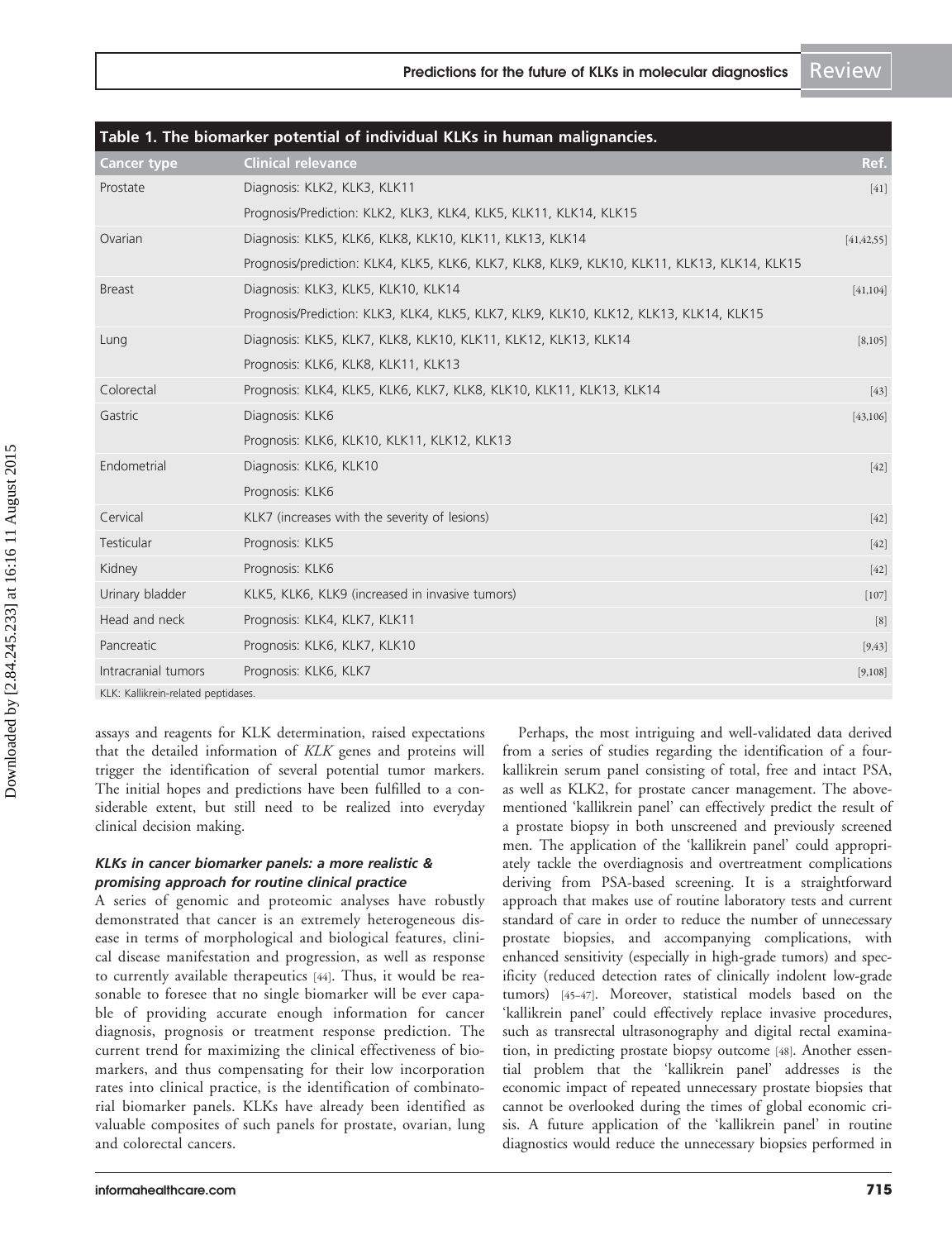**Table 1. The biomarker potential of individual KLKs in human malignancies.**

| Cancer type | Clinical relevance | Ref. |
|---|---|---|
| Prostate | Diagnosis: KLK2, KLK3, KLK11 | [41] |
| | Prognosis/Prediction: KLK2, KLK3, KLK4, KLK5, KLK11, KLK14, KLK15 | |
| Ovarian | Diagnosis: KLK5, KLK6, KLK8, KLK10, KLK11, KLK13, KLK14 | [41,42,55] |
| | Prognosis/prediction: KLK4, KLK5, KLK6, KLK7, KLK8, KLK9, KLK10, KLK11, KLK13, KLK14, KLK15 | |
| Breast | Diagnosis: KLK3, KLK5, KLK10, KLK14 | [41,104] |
| | Prognosis/Prediction: KLK3, KLK4, KLK5, KLK7, KLK9, KLK10, KLK12, KLK13, KLK14, KLK15 | |
| Lung | Diagnosis: KLK5, KLK7, KLK8, KLK10, KLK11, KLK12, KLK13, KLK14 | [8,105] |
| | Prognosis: KLK6, KLK8, KLK11, KLK13 | |
| Colorectal | Prognosis: KLK4, KLK5, KLK6, KLK7, KLK8, KLK10, KLK11, KLK13, KLK14 | [43] |
| Gastric | Diagnosis: KLK6 | [43,106] |
| | Prognosis: KLK6, KLK10, KLK11, KLK12, KLK13 | |
| Endometrial | Diagnosis: KLK6, KLK10 | [42] |
| | Prognosis: KLK6 | |
| Cervical | KLK7 (increases with the severity of lesions) | [42] |
| Testicular | Prognosis: KLK5 | [42] |
| Kidney | Prognosis: KLK6 | [42] |
| Urinary bladder | KLK5, KLK6, KLK9 (increased in invasive tumors) | [107] |
| Head and neck | Prognosis: KLK4, KLK7, KLK11 | [8] |
| Pancreatic | Prognosis: KLK6, KLK7, KLK10 | [9,43] |
| Intracranial tumors | Prognosis: KLK6, KLK7 | [9,108] |

KLK: Kallikrein-related peptidases.

assays and reagents for KLK determination, raised expectations that the detailed information of *KLK* genes and proteins will trigger the identification of several potential tumor markers. The initial hopes and predictions have been fulfilled to a considerable extent, but still need to be realized into everyday clinical decision making.

### *KLKs in cancer biomarker panels: a more realistic & promising approach for routine clinical practice*

A series of genomic and proteomic analyses have robustly demonstrated that cancer is an extremely heterogeneous disease in terms of morphological and biological features, clinical disease manifestation and progression, as well as response to currently available therapeutics [44]. Thus, it would be reasonable to foresee that no single biomarker will be ever capable of providing accurate enough information for cancer diagnosis, prognosis or treatment response prediction. The current trend for maximizing the clinical effectiveness of biomarkers, and thus compensating for their low incorporation rates into clinical practice, is the identification of combinatorial biomarker panels. KLKs have already been identified as valuable composites of such panels for prostate, ovarian, lung and colorectal cancers.

Perhaps, the most intriguing and well-validated data derived from a series of studies regarding the identification of a four-kallikrein serum panel consisting of total, free and intact PSA, as well as KLK2, for prostate cancer management. The above-mentioned 'kallikrein panel' can effectively predict the result of a prostate biopsy in both unscreened and previously screened men. The application of the 'kallikrein panel' could appropriately tackle the overdiagnosis and overtreatment complications deriving from PSA-based screening. It is a straightforward approach that makes use of routine laboratory tests and current standard of care in order to reduce the number of unnecessary prostate biopsies, and accompanying complications, with enhanced sensitivity (especially in high-grade tumors) and specificity (reduced detection rates of clinically indolent low-grade tumors) [45–47]. Moreover, statistical models based on the 'kallikrein panel' could effectively replace invasive procedures, such as transrectal ultrasonography and digital rectal examination, in predicting prostate biopsy outcome [48]. Another essential problem that the 'kallikrein panel' addresses is the economic impact of repeated unnecessary prostate biopsies that cannot be overlooked during the times of global economic crisis. A future application of the 'kallikrein panel' in routine diagnostics would reduce the unnecessary biopsies performed in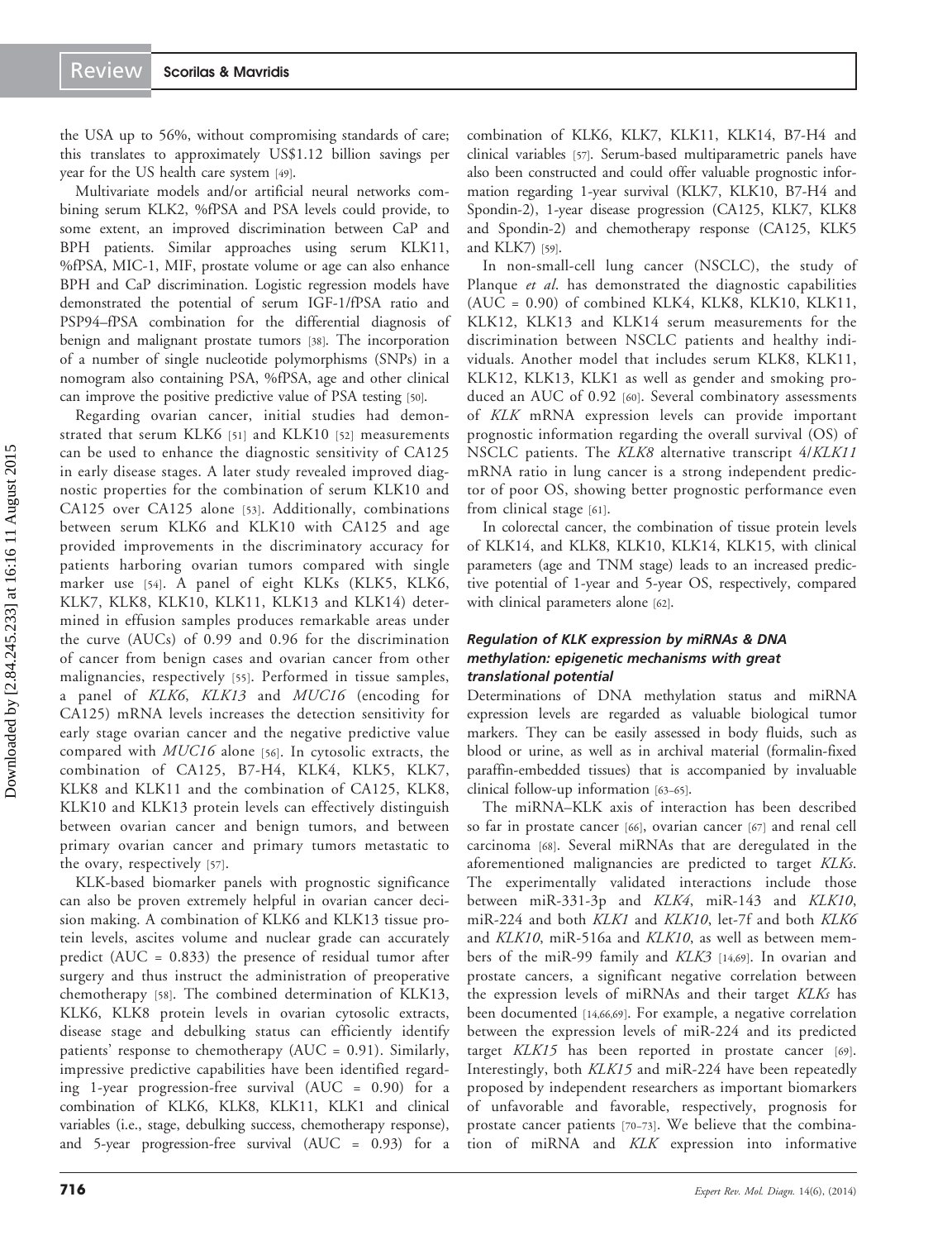the USA up to 56%, without compromising standards of care; this translates to approximately US$1.12 billion savings per year for the US health care system [49].

Multivariate models and/or artificial neural networks combining serum KLK2, %fPSA and PSA levels could provide, to some extent, an improved discrimination between CaP and BPH patients. Similar approaches using serum KLK11, %fPSA, MIC-1, MIF, prostate volume or age can also enhance BPH and CaP discrimination. Logistic regression models have demonstrated the potential of serum IGF-1/fPSA ratio and PSP94–fPSA combination for the differential diagnosis of benign and malignant prostate tumors [38]. The incorporation of a number of single nucleotide polymorphisms (SNPs) in a nomogram also containing PSA, %fPSA, age and other clinical can improve the positive predictive value of PSA testing [50].

Regarding ovarian cancer, initial studies had demonstrated that serum KLK6 [51] and KLK10 [52] measurements can be used to enhance the diagnostic sensitivity of CA125 in early disease stages. A later study revealed improved diagnostic properties for the combination of serum KLK10 and CA125 over CA125 alone [53]. Additionally, combinations between serum KLK6 and KLK10 with CA125 and age provided improvements in the discriminatory accuracy for patients harboring ovarian tumors compared with single marker use [54]. A panel of eight KLKs (KLK5, KLK6, KLK7, KLK8, KLK10, KLK11, KLK13 and KLK14) determined in effusion samples produces remarkable areas under the curve (AUCs) of 0.99 and 0.96 for the discrimination of cancer from benign cases and ovarian cancer from other malignancies, respectively [55]. Performed in tissue samples, a panel of *KLK6*, *KLK13* and *MUC16* (encoding for CA125) mRNA levels increases the detection sensitivity for early stage ovarian cancer and the negative predictive value compared with *MUC16* alone [56]. In cytosolic extracts, the combination of CA125, B7-H4, KLK4, KLK5, KLK7, KLK8 and KLK11 and the combination of CA125, KLK8, KLK10 and KLK13 protein levels can effectively distinguish between ovarian cancer and benign tumors, and between primary ovarian cancer and primary tumors metastatic to the ovary, respectively [57].

KLK-based biomarker panels with prognostic significance can also be proven extremely helpful in ovarian cancer decision making. A combination of KLK6 and KLK13 tissue protein levels, ascites volume and nuclear grade can accurately predict (AUC = 0.833) the presence of residual tumor after surgery and thus instruct the administration of preoperative chemotherapy [58]. The combined determination of KLK13, KLK6, KLK8 protein levels in ovarian cytosolic extracts, disease stage and debulking status can efficiently identify patients' response to chemotherapy (AUC = 0.91). Similarly, impressive predictive capabilities have been identified regarding 1-year progression-free survival (AUC = 0.90) for a combination of KLK6, KLK8, KLK11, KLK1 and clinical variables (i.e., stage, debulking success, chemotherapy response), and 5-year progression-free survival (AUC = 0.93) for a combination of KLK6, KLK7, KLK11, KLK14, B7-H4 and clinical variables [57]. Serum-based multiparametric panels have also been constructed and could offer valuable prognostic information regarding 1-year survival (KLK7, KLK10, B7-H4 and Spondin-2), 1-year disease progression (CA125, KLK7, KLK8 and Spondin-2) and chemotherapy response (CA125, KLK5 and KLK7) [59].

In non-small-cell lung cancer (NSCLC), the study of Planque *et al*. has demonstrated the diagnostic capabilities (AUC = 0.90) of combined KLK4, KLK8, KLK10, KLK11, KLK12, KLK13 and KLK14 serum measurements for the discrimination between NSCLC patients and healthy individuals. Another model that includes serum KLK8, KLK11, KLK12, KLK13, KLK1 as well as gender and smoking produced an AUC of 0.92 [60]. Several combinatory assessments of *KLK* mRNA expression levels can provide important prognostic information regarding the overall survival (OS) of NSCLC patients. The *KLK8* alternative transcript 4/*KLK11* mRNA ratio in lung cancer is a strong independent predictor of poor OS, showing better prognostic performance even from clinical stage [61].

In colorectal cancer, the combination of tissue protein levels of KLK14, and KLK8, KLK10, KLK14, KLK15, with clinical parameters (age and TNM stage) leads to an increased predictive potential of 1-year and 5-year OS, respectively, compared with clinical parameters alone [62].

### Regulation of KLK expression by miRNAs & DNA methylation: epigenetic mechanisms with great translational potential

Determinations of DNA methylation status and miRNA expression levels are regarded as valuable biological tumor markers. They can be easily assessed in body fluids, such as blood or urine, as well as in archival material (formalin-fixed paraffin-embedded tissues) that is accompanied by invaluable clinical follow-up information [63–65].

The miRNA–KLK axis of interaction has been described so far in prostate cancer [66], ovarian cancer [67] and renal cell carcinoma [68]. Several miRNAs that are deregulated in the aforementioned malignancies are predicted to target *KLKs*. The experimentally validated interactions include those between miR-331-3p and *KLK4*, miR-143 and *KLK10*, miR-224 and both *KLK1* and *KLK10*, let-7f and both *KLK6* and *KLK10*, miR-516a and *KLK10*, as well as between members of the miR-99 family and *KLK3* [14,69]. In ovarian and prostate cancers, a significant negative correlation between the expression levels of miRNAs and their target *KLKs* has been documented [14,66,69]. For example, a negative correlation between the expression levels of miR-224 and its predicted target *KLK15* has been reported in prostate cancer [69]. Interestingly, both *KLK15* and miR-224 have been repeatedly proposed by independent researchers as important biomarkers of unfavorable and favorable, respectively, prognosis for prostate cancer patients [70–73]. We believe that the combination of miRNA and *KLK* expression into informative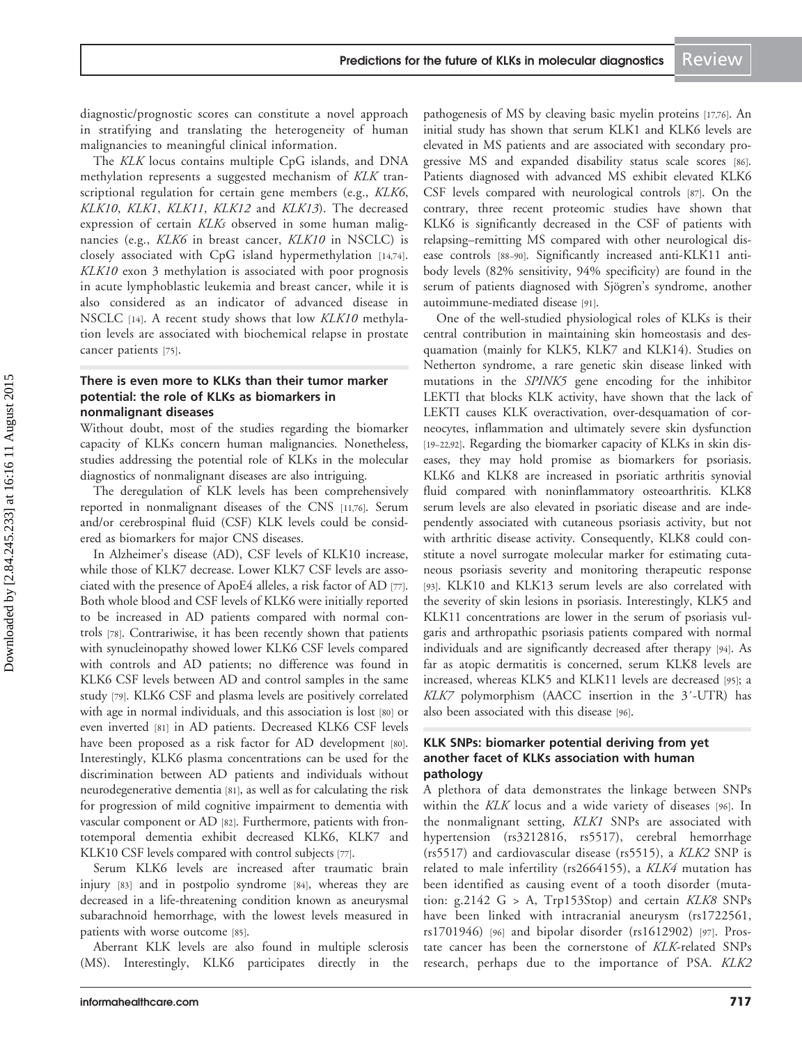diagnostic/prognostic scores can constitute a novel approach in stratifying and translating the heterogeneity of human malignancies to meaningful clinical information.

The *KLK* locus contains multiple CpG islands, and DNA methylation represents a suggested mechanism of *KLK* transcriptional regulation for certain gene members (e.g., *KLK6*, *KLK10*, *KLK1*, *KLK11*, *KLK12* and *KLK13*). The decreased expression of certain *KLKs* observed in some human malignancies (e.g., *KLK6* in breast cancer, *KLK10* in NSCLC) is closely associated with CpG island hypermethylation [14,74]. *KLK10* exon 3 methylation is associated with poor prognosis in acute lymphoblastic leukemia and breast cancer, while it is also considered as an indicator of advanced disease in NSCLC [14]. A recent study shows that low *KLK10* methylation levels are associated with biochemical relapse in prostate cancer patients [75].

### There is even more to KLKs than their tumor marker potential: the role of KLKs as biomarkers in nonmalignant diseases

Without doubt, most of the studies regarding the biomarker capacity of KLKs concern human malignancies. Nonetheless, studies addressing the potential role of KLKs in the molecular diagnostics of nonmalignant diseases are also intriguing.

The deregulation of KLK levels has been comprehensively reported in nonmalignant diseases of the CNS [11,76]. Serum and/or cerebrospinal fluid (CSF) KLK levels could be considered as biomarkers for major CNS diseases.

In Alzheimer's disease (AD), CSF levels of KLK10 increase, while those of KLK7 decrease. Lower KLK7 CSF levels are associated with the presence of ApoE4 alleles, a risk factor of AD [77]. Both whole blood and CSF levels of KLK6 were initially reported to be increased in AD patients compared with normal controls [78]. Contrariwise, it has been recently shown that patients with synucleinopathy showed lower KLK6 CSF levels compared with controls and AD patients; no difference was found in KLK6 CSF levels between AD and control samples in the same study [79]. KLK6 CSF and plasma levels are positively correlated with age in normal individuals, and this association is lost [80] or even inverted [81] in AD patients. Decreased KLK6 CSF levels have been proposed as a risk factor for AD development [80]. Interestingly, KLK6 plasma concentrations can be used for the discrimination between AD patients and individuals without neurodegenerative dementia [81], as well as for calculating the risk for progression of mild cognitive impairment to dementia with vascular component or AD [82]. Furthermore, patients with frontotemporal dementia exhibit decreased KLK6, KLK7 and KLK10 CSF levels compared with control subjects [77].

Serum KLK6 levels are increased after traumatic brain injury [83] and in postpolio syndrome [84], whereas they are decreased in a life-threatening condition known as aneurysmal subarachnoid hemorrhage, with the lowest levels measured in patients with worse outcome [85].

Aberrant KLK levels are also found in multiple sclerosis (MS). Interestingly, KLK6 participates directly in the pathogenesis of MS by cleaving basic myelin proteins [17,76]. An initial study has shown that serum KLK1 and KLK6 levels are elevated in MS patients and are associated with secondary progressive MS and expanded disability status scale scores [86]. Patients diagnosed with advanced MS exhibit elevated KLK6 CSF levels compared with neurological controls [87]. On the contrary, three recent proteomic studies have shown that KLK6 is significantly decreased in the CSF of patients with relapsing–remitting MS compared with other neurological disease controls [88–90]. Significantly increased anti-KLK11 antibody levels (82% sensitivity, 94% specificity) are found in the serum of patients diagnosed with Sjögren's syndrome, another autoimmune-mediated disease [91].

One of the well-studied physiological roles of KLKs is their central contribution in maintaining skin homeostasis and desquamation (mainly for KLK5, KLK7 and KLK14). Studies on Netherton syndrome, a rare genetic skin disease linked with mutations in the *SPINK5* gene encoding for the inhibitor LEKTI that blocks KLK activity, have shown that the lack of LEKTI causes KLK overactivation, over-desquamation of corneocytes, inflammation and ultimately severe skin dysfunction [19–22,92]. Regarding the biomarker capacity of KLKs in skin diseases, they may hold promise as biomarkers for psoriasis. KLK6 and KLK8 are increased in psoriatic arthritis synovial fluid compared with noninflammatory osteoarthritis. KLK8 serum levels are also elevated in psoriatic disease and are independently associated with cutaneous psoriasis activity, but not with arthritic disease activity. Consequently, KLK8 could constitute a novel surrogate molecular marker for estimating cutaneous psoriasis severity and monitoring therapeutic response [93]. KLK10 and KLK13 serum levels are also correlated with the severity of skin lesions in psoriasis. Interestingly, KLK5 and KLK11 concentrations are lower in the serum of psoriasis vulgaris and arthropathic psoriasis patients compared with normal individuals and are significantly decreased after therapy [94]. As far as atopic dermatitis is concerned, serum KLK8 levels are increased, whereas KLK5 and KLK11 levels are decreased [95]; a *KLK7* polymorphism (AACC insertion in the 3´-UTR) has also been associated with this disease [96].

### KLK SNPs: biomarker potential deriving from yet another facet of KLKs association with human pathology

A plethora of data demonstrates the linkage between SNPs within the *KLK* locus and a wide variety of diseases [96]. In the nonmalignant setting, *KLK1* SNPs are associated with hypertension (rs3212816, rs5517), cerebral hemorrhage (rs5517) and cardiovascular disease (rs5515), a *KLK2* SNP is related to male infertility (rs2664155), a *KLK4* mutation has been identified as causing event of a tooth disorder (mutation: g.2142 G > A, Trp153Stop) and certain *KLK8* SNPs have been linked with intracranial aneurysm (rs1722561, rs1701946) [96] and bipolar disorder (rs1612902) [97]. Prostate cancer has been the cornerstone of *KLK*-related SNPs research, perhaps due to the importance of PSA. *KLK2*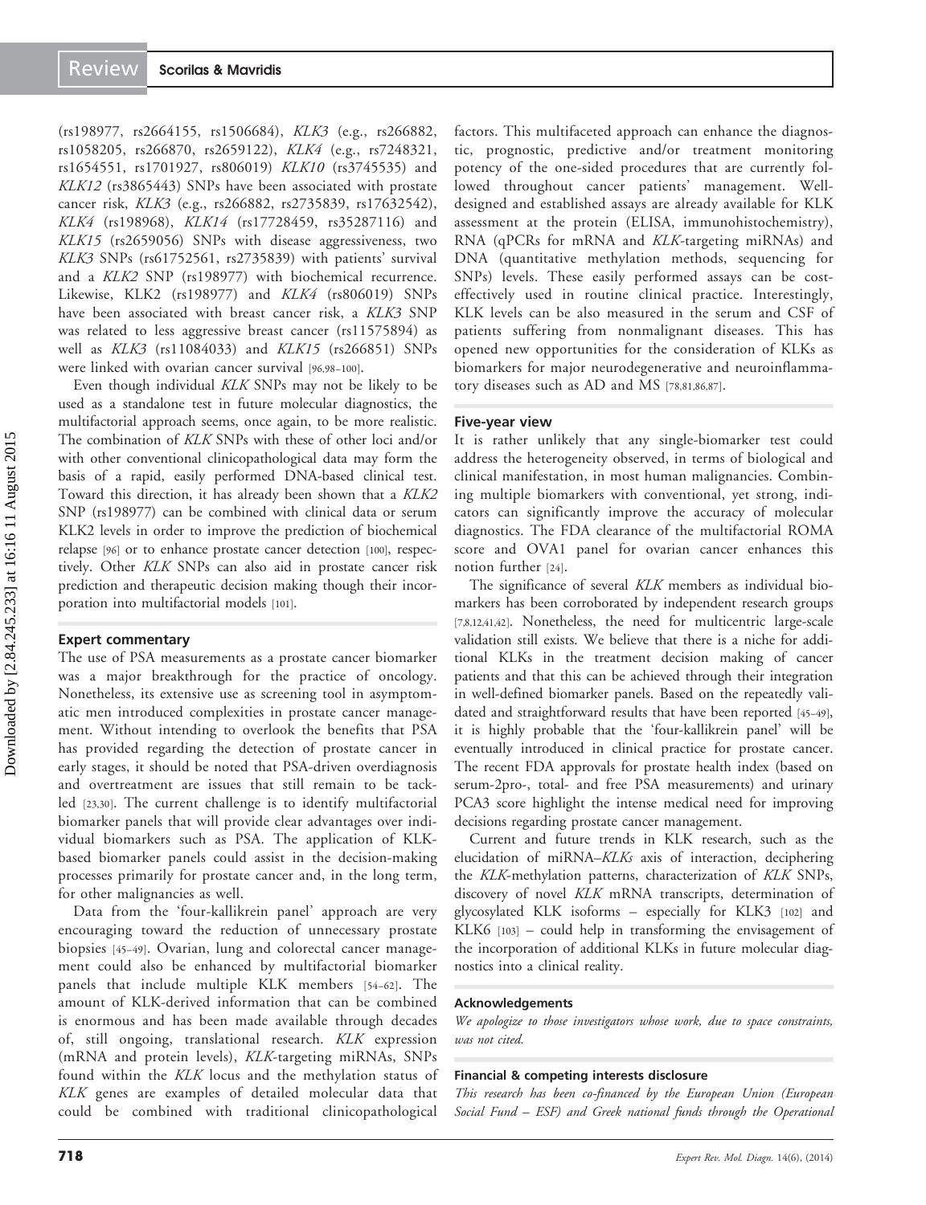(rs198977, rs2664155, rs1506684), *KLK3* (e.g., rs266882, rs1058205, rs266870, rs2659122), *KLK4* (e.g., rs7248321, rs1654551, rs1701927, rs806019) *KLK10* (rs3745535) and *KLK12* (rs3865443) SNPs have been associated with prostate cancer risk, *KLK3* (e.g., rs266882, rs2735839, rs17632542), *KLK4* (rs198968), *KLK14* (rs17728459, rs35287116) and *KLK15* (rs2659056) SNPs with disease aggressiveness, two *KLK3* SNPs (rs61752561, rs2735839) with patients' survival and a *KLK2* SNP (rs198977) with biochemical recurrence. Likewise, KLK2 (rs198977) and *KLK4* (rs806019) SNPs have been associated with breast cancer risk, a *KLK3* SNP was related to less aggressive breast cancer (rs11575894) as well as *KLK3* (rs11084033) and *KLK15* (rs266851) SNPs were linked with ovarian cancer survival [96,98–100].

Even though individual *KLK* SNPs may not be likely to be used as a standalone test in future molecular diagnostics, the multifactorial approach seems, once again, to be more realistic. The combination of *KLK* SNPs with these of other loci and/or with other conventional clinicopathological data may form the basis of a rapid, easily performed DNA-based clinical test. Toward this direction, it has already been shown that a *KLK2* SNP (rs198977) can be combined with clinical data or serum KLK2 levels in order to improve the prediction of biochemical relapse [96] or to enhance prostate cancer detection [100], respectively. Other *KLK* SNPs can also aid in prostate cancer risk prediction and therapeutic decision making though their incorporation into multifactorial models [101].

## Expert commentary

The use of PSA measurements as a prostate cancer biomarker was a major breakthrough for the practice of oncology. Nonetheless, its extensive use as screening tool in asymptomatic men introduced complexities in prostate cancer management. Without intending to overlook the benefits that PSA has provided regarding the detection of prostate cancer in early stages, it should be noted that PSA-driven overdiagnosis and overtreatment are issues that still remain to be tackled [23,30]. The current challenge is to identify multifactorial biomarker panels that will provide clear advantages over individual biomarkers such as PSA. The application of KLK-based biomarker panels could assist in the decision-making processes primarily for prostate cancer and, in the long term, for other malignancies as well.

Data from the 'four-kallikrein panel' approach are very encouraging toward the reduction of unnecessary prostate biopsies [45–49]. Ovarian, lung and colorectal cancer management could also be enhanced by multifactorial biomarker panels that include multiple KLK members [54–62]. The amount of KLK-derived information that can be combined is enormous and has been made available through decades of, still ongoing, translational research. *KLK* expression (mRNA and protein levels), *KLK*-targeting miRNAs, SNPs found within the *KLK* locus and the methylation status of *KLK* genes are examples of detailed molecular data that could be combined with traditional clinicopathological factors. This multifaceted approach can enhance the diagnostic, prognostic, predictive and/or treatment monitoring potency of the one-sided procedures that are currently followed throughout cancer patients' management. Well-designed and established assays are already available for KLK assessment at the protein (ELISA, immunohistochemistry), RNA (qPCRs for mRNA and *KLK*-targeting miRNAs) and DNA (quantitative methylation methods, sequencing for SNPs) levels. These easily performed assays can be cost-effectively used in routine clinical practice. Interestingly, KLK levels can be also measured in the serum and CSF of patients suffering from nonmalignant diseases. This has opened new opportunities for the consideration of KLKs as biomarkers for major neurodegenerative and neuroinflammatory diseases such as AD and MS [78,81,86,87].

## Five-year view

It is rather unlikely that any single-biomarker test could address the heterogeneity observed, in terms of biological and clinical manifestation, in most human malignancies. Combining multiple biomarkers with conventional, yet strong, indicators can significantly improve the accuracy of molecular diagnostics. The FDA clearance of the multifactorial ROMA score and OVA1 panel for ovarian cancer enhances this notion further [24].

The significance of several *KLK* members as individual biomarkers has been corroborated by independent research groups [7,8,12,41,42]. Nonetheless, the need for multicentric large-scale validation still exists. We believe that there is a niche for additional KLKs in the treatment decision making of cancer patients and that this can be achieved through their integration in well-defined biomarker panels. Based on the repeatedly validated and straightforward results that have been reported [45–49], it is highly probable that the 'four-kallikrein panel' will be eventually introduced in clinical practice for prostate cancer. The recent FDA approvals for prostate health index (based on serum-2pro-, total- and free PSA measurements) and urinary PCA3 score highlight the intense medical need for improving decisions regarding prostate cancer management.

Current and future trends in KLK research, such as the elucidation of miRNA–*KLKs* axis of interaction, deciphering the *KLK*-methylation patterns, characterization of *KLK* SNPs, discovery of novel *KLK* mRNA transcripts, determination of glycosylated KLK isoforms – especially for KLK3 [102] and KLK6 [103] – could help in transforming the envisagement of the incorporation of additional KLKs in future molecular diagnostics into a clinical reality.

#### Acknowledgements

*We apologize to those investigators whose work, due to space constraints, was not cited.*

#### Financial & competing interests disclosure

*This research has been co-financed by the European Union (European Social Fund – ESF) and Greek national funds through the Operational*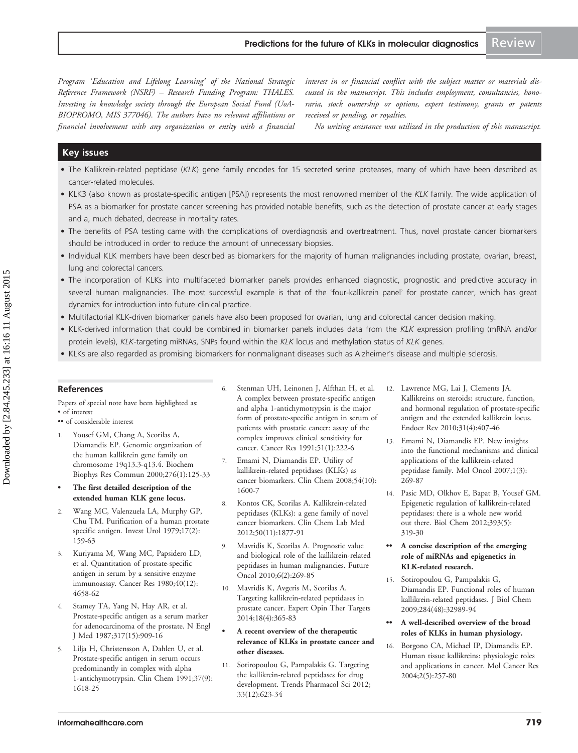Program 'Education and Lifelong Learning' of the National Strategic Reference Framework (NSRF) – Research Funding Program: THALES. Investing in knowledge society through the European Social Fund (UoA-BIOPROMO, MIS 377046). The authors have no relevant affiliations or financial involvement with any organization or entity with a financial interest in or financial conflict with the subject matter or materials discussed in the manuscript. This includes employment, consultancies, honoraria, stock ownership or options, expert testimony, grants or patents received or pending, or royalties.

*No writing assistance was utilized in the production of this manuscript.*

## Key issues

- The Kallikrein-related peptidase (*KLK*) gene family encodes for 15 secreted serine proteases, many of which have been described as cancer-related molecules.
- KLK3 (also known as prostate-specific antigen [PSA]) represents the most renowned member of the *KLK* family. The wide application of PSA as a biomarker for prostate cancer screening has provided notable benefits, such as the detection of prostate cancer at early stages and a, much debated, decrease in mortality rates.
- The benefits of PSA testing came with the complications of overdiagnosis and overtreatment. Thus, novel prostate cancer biomarkers should be introduced in order to reduce the amount of unnecessary biopsies.
- Individual KLK members have been described as biomarkers for the majority of human malignancies including prostate, ovarian, breast, lung and colorectal cancers.
- The incorporation of KLKs into multifaceted biomarker panels provides enhanced diagnostic, prognostic and predictive accuracy in several human malignancies. The most successful example is that of the 'four-kallikrein panel' for prostate cancer, which has great dynamics for introduction into future clinical practice.
- Multifactorial KLK-driven biomarker panels have also been proposed for ovarian, lung and colorectal cancer decision making.
- KLK-derived information that could be combined in biomarker panels includes data from the *KLK* expression profiling (mRNA and/or protein levels), *KLK*-targeting miRNAs, SNPs found within the *KLK* locus and methylation status of *KLK* genes.
- KLKs are also regarded as promising biomarkers for nonmalignant diseases such as Alzheimer's disease and multiple sclerosis.

## References

Papers of special note have been highlighted as:
• of interest
•• of considerable interest

1. Yousef GM, Chang A, Scorilas A, Diamandis EP. Genomic organization of the human kallikrein gene family on chromosome 19q13.3-q13.4. Biochem Biophys Res Commun 2000;276(1):125-33
   - **The first detailed description of the extended human KLK gene locus.**
2. Wang MC, Valenzuela LA, Murphy GP, Chu TM. Purification of a human prostate specific antigen. Invest Urol 1979;17(2): 159-63
3. Kuriyama M, Wang MC, Papsidero LD, et al. Quantitation of prostate-specific antigen in serum by a sensitive enzyme immunoassay. Cancer Res 1980;40(12): 4658-62
4. Stamey TA, Yang N, Hay AR, et al. Prostate-specific antigen as a serum marker for adenocarcinoma of the prostate. N Engl J Med 1987;317(15):909-16
5. Lilja H, Christensson A, Dahlen U, et al. Prostate-specific antigen in serum occurs predominantly in complex with alpha 1-antichymotrypsin. Clin Chem 1991;37(9): 1618-25
6. Stenman UH, Leinonen J, Alfthan H, et al. A complex between prostate-specific antigen and alpha 1-antichymotrypsin is the major form of prostate-specific antigen in serum of patients with prostatic cancer: assay of the complex improves clinical sensitivity for cancer. Cancer Res 1991;51(1):222-6
7. Emami N, Diamandis EP. Utility of kallikrein-related peptidases (KLKs) as cancer biomarkers. Clin Chem 2008;54(10): 1600-7
8. Kontos CK, Scorilas A. Kallikrein-related peptidases (KLKs): a gene family of novel cancer biomarkers. Clin Chem Lab Med 2012;50(11):1877-91
9. Mavridis K, Scorilas A. Prognostic value and biological role of the kallikrein-related peptidases in human malignancies. Future Oncol 2010;6(2):269-85
10. Mavridis K, Avgeris M, Scorilas A. Targeting kallikrein-related peptidases in prostate cancer. Expert Opin Ther Targets 2014;18(4):365-83
    - **A recent overview of the therapeutic relevance of KLKs in prostate cancer and other diseases.**
11. Sotiropoulou G, Pampalakis G. Targeting the kallikrein-related peptidases for drug development. Trends Pharmacol Sci 2012; 33(12):623-34
12. Lawrence MG, Lai J, Clements JA. Kallikreins on steroids: structure, function, and hormonal regulation of prostate-specific antigen and the extended kallikrein locus. Endocr Rev 2010;31(4):407-46
13. Emami N, Diamandis EP. New insights into the functional mechanisms and clinical applications of the kallikrein-related peptidase family. Mol Oncol 2007;1(3): 269-87
14. Pasic MD, Olkhov E, Bapat B, Yousef GM. Epigenetic regulation of kallikrein-related peptidases: there is a whole new world out there. Biol Chem 2012;393(5): 319-30
    - •• **A concise description of the emerging role of miRNAs and epigenetics in KLK-related research.**
15. Sotiropoulou G, Pampalakis G, Diamandis EP. Functional roles of human kallikrein-related peptidases. J Biol Chem 2009;284(48):32989-94
    - •• **A well-described overview of the broad roles of KLKs in human physiology.**
16. Borgono CA, Michael IP, Diamandis EP. Human tissue kallikreins: physiologic roles and applications in cancer. Mol Cancer Res 2004;2(5):257-80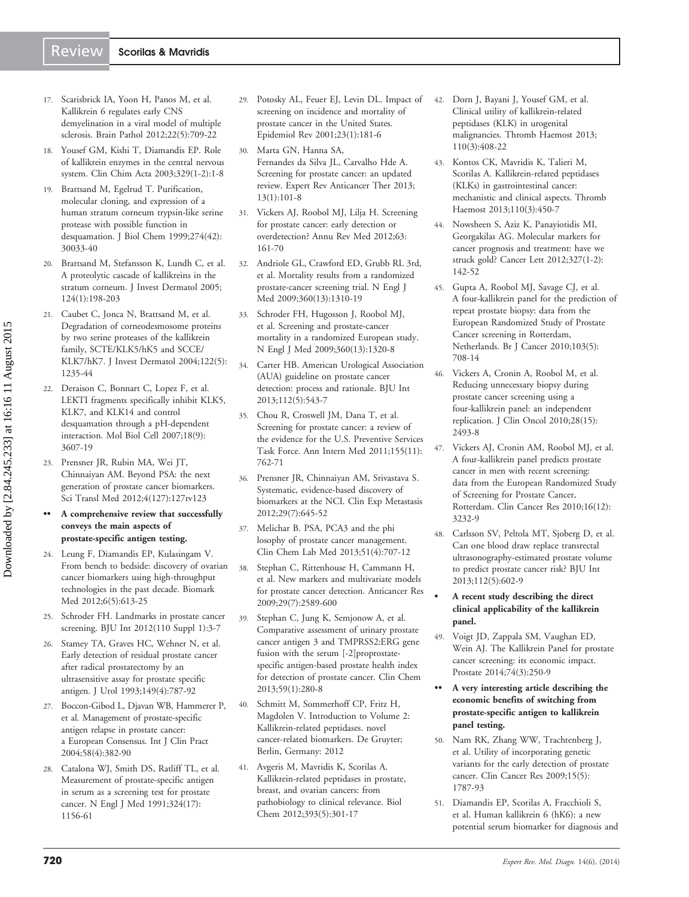17. Scarisbrick IA, Yoon H, Panos M, et al. Kallikrein 6 regulates early CNS demyelination in a viral model of multiple sclerosis. Brain Pathol 2012;22(5):709-22

18. Yousef GM, Kishi T, Diamandis EP. Role of kallikrein enzymes in the central nervous system. Clin Chim Acta 2003;329(1-2):1-8

19. Brattsand M, Egelrud T. Purification, molecular cloning, and expression of a human stratum corneum trypsin-like serine protease with possible function in desquamation. J Biol Chem 1999;274(42): 30033-40

20. Brattsand M, Stefansson K, Lundh C, et al. A proteolytic cascade of kallikreins in the stratum corneum. J Invest Dermatol 2005; 124(1):198-203

21. Caubet C, Jonca N, Brattsand M, et al. Degradation of corneodesmosome proteins by two serine proteases of the kallikrein family, SCTE/KLK5/hK5 and SCCE/ KLK7/hK7. J Invest Dermatol 2004;122(5): 1235-44

22. Deraison C, Bonnart C, Lopez F, et al. LEKTI fragments specifically inhibit KLK5, KLK7, and KLK14 and control desquamation through a pH-dependent interaction. Mol Biol Cell 2007;18(9): 3607-19

23. Prensner JR, Rubin MA, Wei JT, Chinnaiyan AM. Beyond PSA: the next generation of prostate cancer biomarkers. Sci Transl Med 2012;4(127):127rv123

- •• **A comprehensive review that successfully conveys the main aspects of prostate-specific antigen testing.**

24. Leung F, Diamandis EP, Kulasingam V. From bench to bedside: discovery of ovarian cancer biomarkers using high-throughput technologies in the past decade. Biomark Med 2012;6(5):613-25

25. Schroder FH. Landmarks in prostate cancer screening. BJU Int 2012(110 Suppl 1):3-7

26. Stamey TA, Graves HC, Wehner N, et al. Early detection of residual prostate cancer after radical prostatectomy by an ultrasensitive assay for prostate specific antigen. J Urol 1993;149(4):787-92

27. Boccon-Gibod L, Djavan WB, Hammerer P, et al. Management of prostate-specific antigen relapse in prostate cancer: a European Consensus. Int J Clin Pract 2004;58(4):382-90

28. Catalona WJ, Smith DS, Ratliff TL, et al. Measurement of prostate-specific antigen in serum as a screening test for prostate cancer. N Engl J Med 1991;324(17): 1156-61

29. Potosky AL, Feuer EJ, Levin DL. Impact of screening on incidence and mortality of prostate cancer in the United States. Epidemiol Rev 2001;23(1):181-6

30. Marta GN, Hanna SA, Fernandes da Silva JL, Carvalho Hde A. Screening for prostate cancer: an updated review. Expert Rev Anticancer Ther 2013; 13(1):101-8

31. Vickers AJ, Roobol MJ, Lilja H. Screening for prostate cancer: early detection or overdetection? Annu Rev Med 2012;63: 161-70

32. Andriole GL, Crawford ED, Grubb RL 3rd, et al. Mortality results from a randomized prostate-cancer screening trial. N Engl J Med 2009;360(13):1310-19

33. Schroder FH, Hugosson J, Roobol MJ, et al. Screening and prostate-cancer mortality in a randomized European study. N Engl J Med 2009;360(13):1320-8

34. Carter HB. American Urological Association (AUA) guideline on prostate cancer detection: process and rationale. BJU Int 2013;112(5):543-7

35. Chou R, Croswell JM, Dana T, et al. Screening for prostate cancer: a review of the evidence for the U.S. Preventive Services Task Force. Ann Intern Med 2011;155(11): 762-71

36. Prensner JR, Chinnaiyan AM, Srivastava S. Systematic, evidence-based discovery of biomarkers at the NCI. Clin Exp Metastasis 2012;29(7):645-52

37. Melichar B. PSA, PCA3 and the phi losophy of prostate cancer management. Clin Chem Lab Med 2013;51(4):707-12

38. Stephan C, Rittenhouse H, Cammann H, et al. New markers and multivariate models for prostate cancer detection. Anticancer Res 2009;29(7):2589-600

39. Stephan C, Jung K, Semjonow A, et al. Comparative assessment of urinary prostate cancer antigen 3 and TMPRSS2:ERG gene fusion with the serum [-2]proprostate-specific antigen-based prostate health index for detection of prostate cancer. Clin Chem 2013;59(1):280-8

40. Schmitt M, Sommerhoff CP, Fritz H, Magdolen V. Introduction to Volume 2: Kallikrein-related peptidases. novel cancer-related biomarkers. De Gruyter; Berlin, Germany: 2012

41. Avgeris M, Mavridis K, Scorilas A. Kallikrein-related peptidases in prostate, breast, and ovarian cancers: from pathobiology to clinical relevance. Biol Chem 2012;393(5):301-17

42. Dorn J, Bayani J, Yousef GM, et al. Clinical utility of kallikrein-related peptidases (KLK) in urogenital malignancies. Thromb Haemost 2013; 110(3):408-22

43. Kontos CK, Mavridis K, Talieri M, Scorilas A. Kallikrein-related peptidases (KLKs) in gastrointestinal cancer: mechanistic and clinical aspects. Thromb Haemost 2013;110(3):450-7

44. Nowsheen S, Aziz K, Panayiotidis MI, Georgakilas AG. Molecular markers for cancer prognosis and treatment: have we struck gold? Cancer Lett 2012;327(1-2): 142-52

45. Gupta A, Roobol MJ, Savage CJ, et al. A four-kallikrein panel for the prediction of repeat prostate biopsy: data from the European Randomized Study of Prostate Cancer screening in Rotterdam, Netherlands. Br J Cancer 2010;103(5): 708-14

46. Vickers A, Cronin A, Roobol M, et al. Reducing unnecessary biopsy during prostate cancer screening using a four-kallikrein panel: an independent replication. J Clin Oncol 2010;28(15): 2493-8

47. Vickers AJ, Cronin AM, Roobol MJ, et al. A four-kallikrein panel predicts prostate cancer in men with recent screening: data from the European Randomized Study of Screening for Prostate Cancer, Rotterdam. Clin Cancer Res 2010;16(12): 3232-9

48. Carlsson SV, Peltola MT, Sjoberg D, et al. Can one blood draw replace transrectal ultrasonography-estimated prostate volume to predict prostate cancer risk? BJU Int 2013;112(5):602-9

- • **A recent study describing the direct clinical applicability of the kallikrein panel.**

49. Voigt JD, Zappala SM, Vaughan ED, Wein AJ. The Kallikrein Panel for prostate cancer screening: its economic impact. Prostate 2014;74(3):250-9

- •• **A very interesting article describing the economic benefits of switching from prostate-specific antigen to kallikrein panel testing.**

50. Nam RK, Zhang WW, Trachtenberg J, et al. Utility of incorporating genetic variants for the early detection of prostate cancer. Clin Cancer Res 2009;15(5): 1787-93

51. Diamandis EP, Scorilas A, Fracchioli S, et al. Human kallikrein 6 (hK6): a new potential serum biomarker for diagnosis and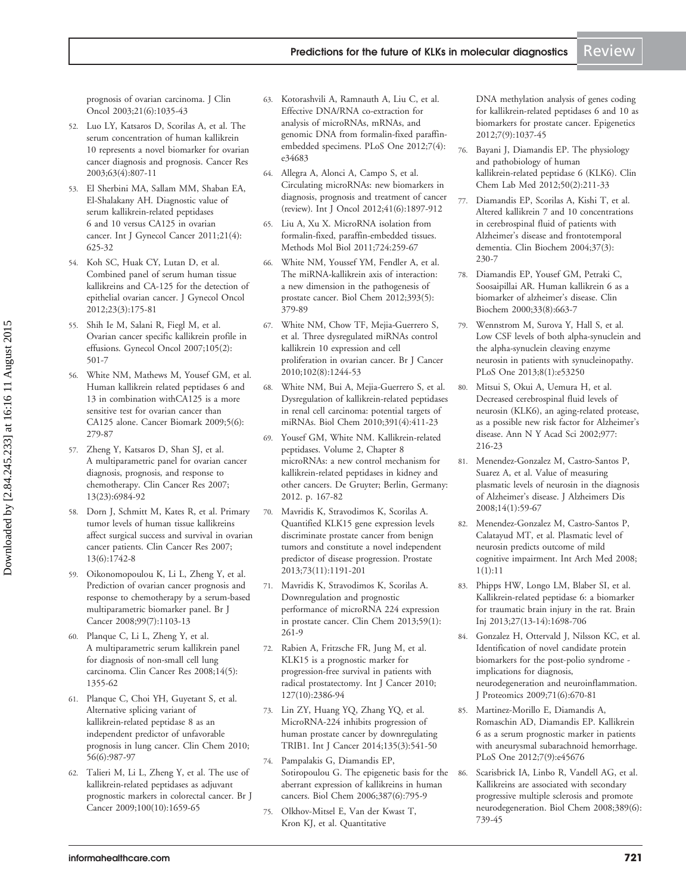prognosis of ovarian carcinoma. J Clin Oncol 2003;21(6):1035-43

52. Luo LY, Katsaros D, Scorilas A, et al. The serum concentration of human kallikrein 10 represents a novel biomarker for ovarian cancer diagnosis and prognosis. Cancer Res 2003;63(4):807-11

53. El Sherbini MA, Sallam MM, Shaban EA, El-Shalakany AH. Diagnostic value of serum kallikrein-related peptidases 6 and 10 versus CA125 in ovarian cancer. Int J Gynecol Cancer 2011;21(4):625-32

54. Koh SC, Huak CY, Lutan D, et al. Combined panel of serum human tissue kallikreins and CA-125 for the detection of epithelial ovarian cancer. J Gynecol Oncol 2012;23(3):175-81

55. Shih Ie M, Salani R, Fiegl M, et al. Ovarian cancer specific kallikrein profile in effusions. Gynecol Oncol 2007;105(2):501-7

56. White NM, Mathews M, Yousef GM, et al. Human kallikrein related peptidases 6 and 13 in combination withCA125 is a more sensitive test for ovarian cancer than CA125 alone. Cancer Biomark 2009;5(6):279-87

57. Zheng Y, Katsaros D, Shan SJ, et al. A multiparametric panel for ovarian cancer diagnosis, prognosis, and response to chemotherapy. Clin Cancer Res 2007;13(23):6984-92

58. Dorn J, Schmitt M, Kates R, et al. Primary tumor levels of human tissue kallikreins affect surgical success and survival in ovarian cancer patients. Clin Cancer Res 2007;13(6):1742-8

59. Oikonomopoulou K, Li L, Zheng Y, et al. Prediction of ovarian cancer prognosis and response to chemotherapy by a serum-based multiparametric biomarker panel. Br J Cancer 2008;99(7):1103-13

60. Planque C, Li L, Zheng Y, et al. A multiparametric serum kallikrein panel for diagnosis of non-small cell lung carcinoma. Clin Cancer Res 2008;14(5):1355-62

61. Planque C, Choi YH, Guyetant S, et al. Alternative splicing variant of kallikrein-related peptidase 8 as an independent predictor of unfavorable prognosis in lung cancer. Clin Chem 2010;56(6):987-97

62. Talieri M, Li L, Zheng Y, et al. The use of kallikrein-related peptidases as adjuvant prognostic markers in colorectal cancer. Br J Cancer 2009;100(10):1659-65

63. Kotorashvili A, Ramnauth A, Liu C, et al. Effective DNA/RNA co-extraction for analysis of microRNAs, mRNAs, and genomic DNA from formalin-fixed paraffin-embedded specimens. PLoS One 2012;7(4):e34683

64. Allegra A, Alonci A, Campo S, et al. Circulating microRNAs: new biomarkers in diagnosis, prognosis and treatment of cancer (review). Int J Oncol 2012;41(6):1897-912

65. Liu A, Xu X. MicroRNA isolation from formalin-fixed, paraffin-embedded tissues. Methods Mol Biol 2011;724:259-67

66. White NM, Youssef YM, Fendler A, et al. The miRNA-kallikrein axis of interaction: a new dimension in the pathogenesis of prostate cancer. Biol Chem 2012;393(5):379-89

67. White NM, Chow TF, Mejia-Guerrero S, et al. Three dysregulated miRNAs control kallikrein 10 expression and cell proliferation in ovarian cancer. Br J Cancer 2010;102(8):1244-53

68. White NM, Bui A, Mejia-Guerrero S, et al. Dysregulation of kallikrein-related peptidases in renal cell carcinoma: potential targets of miRNAs. Biol Chem 2010;391(4):411-23

69. Yousef GM, White NM. Kallikrein-related peptidases. Volume 2, Chapter 8 microRNAs: a new control mechanism for kallikrein-related peptidases in kidney and other cancers. De Gruyter; Berlin, Germany: 2012. p. 167-82

70. Mavridis K, Stravodimos K, Scorilas A. Quantified KLK15 gene expression levels discriminate prostate cancer from benign tumors and constitute a novel independent predictor of disease progression. Prostate 2013;73(11):1191-201

71. Mavridis K, Stravodimos K, Scorilas A. Downregulation and prognostic performance of microRNA 224 expression in prostate cancer. Clin Chem 2013;59(1):261-9

72. Rabien A, Fritzsche FR, Jung M, et al. KLK15 is a prognostic marker for progression-free survival in patients with radical prostatectomy. Int J Cancer 2010;127(10):2386-94

73. Lin ZY, Huang YQ, Zhang YQ, et al. MicroRNA-224 inhibits progression of human prostate cancer by downregulating TRIB1. Int J Cancer 2014;135(3):541-50

74. Pampalakis G, Diamandis EP, Sotiropoulou G. The epigenetic basis for the aberrant expression of kallikreins in human cancers. Biol Chem 2006;387(6):795-9

75. Olkhov-Mitsel E, Van der Kwast T, Kron KJ, et al. Quantitative DNA methylation analysis of genes coding for kallikrein-related peptidases 6 and 10 as biomarkers for prostate cancer. Epigenetics 2012;7(9):1037-45

76. Bayani J, Diamandis EP. The physiology and pathobiology of human kallikrein-related peptidase 6 (KLK6). Clin Chem Lab Med 2012;50(2):211-33

77. Diamandis EP, Scorilas A, Kishi T, et al. Altered kallikrein 7 and 10 concentrations in cerebrospinal fluid of patients with Alzheimer's disease and frontotemporal dementia. Clin Biochem 2004;37(3):230-7

78. Diamandis EP, Yousef GM, Petraki C, Soosaipillai AR. Human kallikrein 6 as a biomarker of alzheimer's disease. Clin Biochem 2000;33(8):663-7

79. Wennstrom M, Surova Y, Hall S, et al. Low CSF levels of both alpha-synuclein and the alpha-synuclein cleaving enzyme neurosin in patients with synucleinopathy. PLoS One 2013;8(1):e53250

80. Mitsui S, Okui A, Uemura H, et al. Decreased cerebrospinal fluid levels of neurosin (KLK6), an aging-related protease, as a possible new risk factor for Alzheimer's disease. Ann N Y Acad Sci 2002;977:216-23

81. Menendez-Gonzalez M, Castro-Santos P, Suarez A, et al. Value of measuring plasmatic levels of neurosin in the diagnosis of Alzheimer's disease. J Alzheimers Dis 2008;14(1):59-67

82. Menendez-Gonzalez M, Castro-Santos P, Calatayud MT, et al. Plasmatic level of neurosin predicts outcome of mild cognitive impairment. Int Arch Med 2008;1(1):11

83. Phipps HW, Longo LM, Blaber SI, et al. Kallikrein-related peptidase 6: a biomarker for traumatic brain injury in the rat. Brain Inj 2013;27(13-14):1698-706

84. Gonzalez H, Ottervald J, Nilsson KC, et al. Identification of novel candidate protein biomarkers for the post-polio syndrome - implications for diagnosis, neurodegeneration and neuroinflammation. J Proteomics 2009;71(6):670-81

85. Martinez-Morillo E, Diamandis A, Romaschin AD, Diamandis EP. Kallikrein 6 as a serum prognostic marker in patients with aneurysmal subarachnoid hemorrhage. PLoS One 2012;7(9):e45676

86. Scarisbrick IA, Linbo R, Vandell AG, et al. Kallikreins are associated with secondary progressive multiple sclerosis and promote neurodegeneration. Biol Chem 2008;389(6):739-45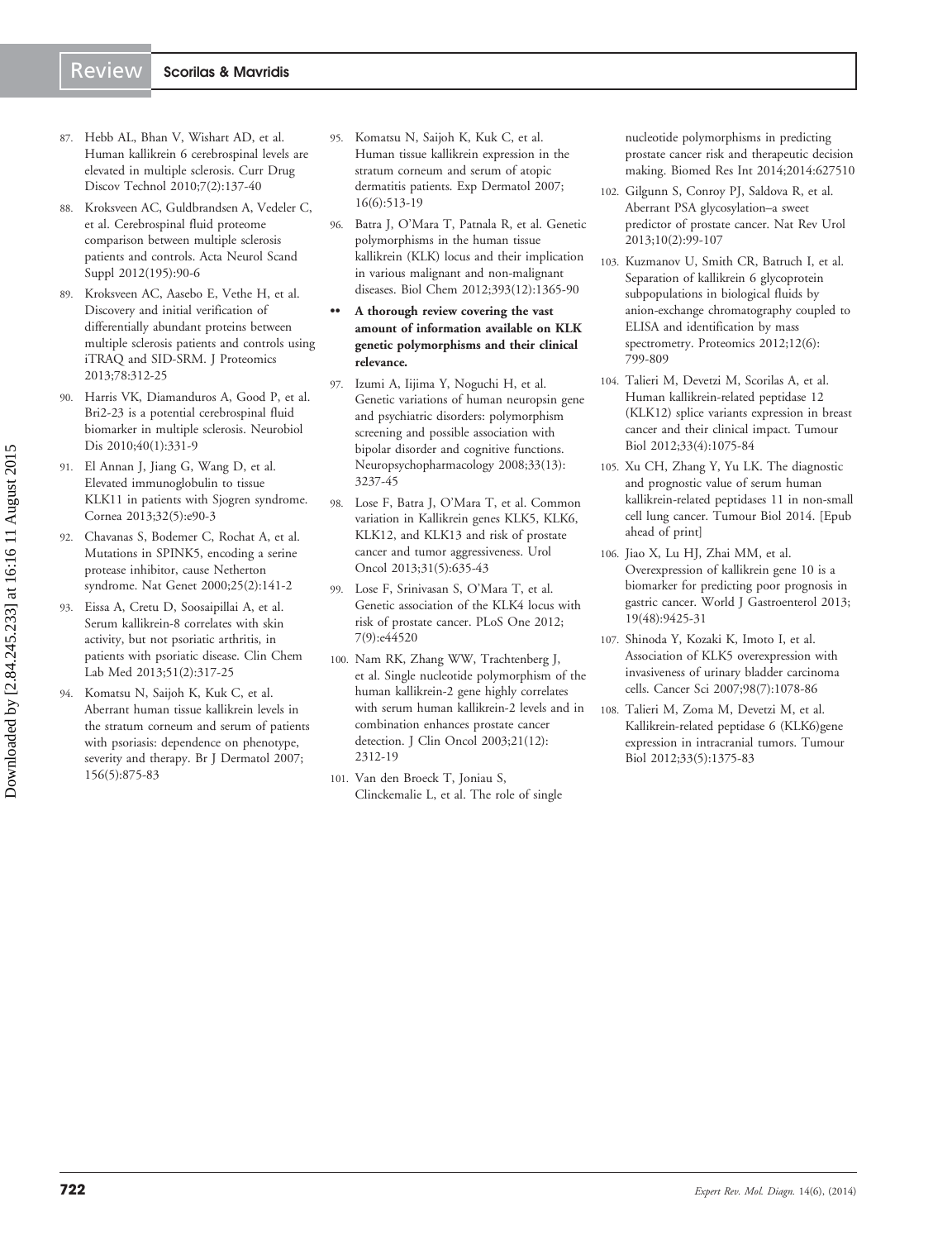87. Hebb AL, Bhan V, Wishart AD, et al. Human kallikrein 6 cerebrospinal levels are elevated in multiple sclerosis. Curr Drug Discov Technol 2010;7(2):137-40

88. Kroksveen AC, Guldbrandsen A, Vedeler C, et al. Cerebrospinal fluid proteome comparison between multiple sclerosis patients and controls. Acta Neurol Scand Suppl 2012(195):90-6

89. Kroksveen AC, Aasebo E, Vethe H, et al. Discovery and initial verification of differentially abundant proteins between multiple sclerosis patients and controls using iTRAQ and SID-SRM. J Proteomics 2013;78:312-25

90. Harris VK, Diamanduros A, Good P, et al. Bri2-23 is a potential cerebrospinal fluid biomarker in multiple sclerosis. Neurobiol Dis 2010;40(1):331-9

91. El Annan J, Jiang G, Wang D, et al. Elevated immunoglobulin to tissue KLK11 in patients with Sjogren syndrome. Cornea 2013;32(5):e90-3

92. Chavanas S, Bodemer C, Rochat A, et al. Mutations in SPINK5, encoding a serine protease inhibitor, cause Netherton syndrome. Nat Genet 2000;25(2):141-2

93. Eissa A, Cretu D, Soosaipillai A, et al. Serum kallikrein-8 correlates with skin activity, but not psoriatic arthritis, in patients with psoriatic disease. Clin Chem Lab Med 2013;51(2):317-25

94. Komatsu N, Saijoh K, Kuk C, et al. Aberrant human tissue kallikrein levels in the stratum corneum and serum of patients with psoriasis: dependence on phenotype, severity and therapy. Br J Dermatol 2007; 156(5):875-83

95. Komatsu N, Saijoh K, Kuk C, et al. Human tissue kallikrein expression in the stratum corneum and serum of atopic dermatitis patients. Exp Dermatol 2007; 16(6):513-19

96. Batra J, O'Mara T, Patnala R, et al. Genetic polymorphisms in the human tissue kallikrein (KLK) locus and their implication in various malignant and non-malignant diseases. Biol Chem 2012;393(12):1365-90

•• **A thorough review covering the vast amount of information available on KLK genetic polymorphisms and their clinical relevance.**

97. Izumi A, Iijima Y, Noguchi H, et al. Genetic variations of human neuropsin gene and psychiatric disorders: polymorphism screening and possible association with bipolar disorder and cognitive functions. Neuropsychopharmacology 2008;33(13): 3237-45

98. Lose F, Batra J, O'Mara T, et al. Common variation in Kallikrein genes KLK5, KLK6, KLK12, and KLK13 and risk of prostate cancer and tumor aggressiveness. Urol Oncol 2013;31(5):635-43

99. Lose F, Srinivasan S, O'Mara T, et al. Genetic association of the KLK4 locus with risk of prostate cancer. PLoS One 2012; 7(9):e44520

100. Nam RK, Zhang WW, Trachtenberg J, et al. Single nucleotide polymorphism of the human kallikrein-2 gene highly correlates with serum human kallikrein-2 levels and in combination enhances prostate cancer detection. J Clin Oncol 2003;21(12): 2312-19

101. Van den Broeck T, Joniau S, Clinckemalie L, et al. The role of single nucleotide polymorphisms in predicting prostate cancer risk and therapeutic decision making. Biomed Res Int 2014;2014:627510

102. Gilgunn S, Conroy PJ, Saldova R, et al. Aberrant PSA glycosylation–a sweet predictor of prostate cancer. Nat Rev Urol 2013;10(2):99-107

103. Kuzmanov U, Smith CR, Batruch I, et al. Separation of kallikrein 6 glycoprotein subpopulations in biological fluids by anion-exchange chromatography coupled to ELISA and identification by mass spectrometry. Proteomics 2012;12(6): 799-809

104. Talieri M, Devetzi M, Scorilas A, et al. Human kallikrein-related peptidase 12 (KLK12) splice variants expression in breast cancer and their clinical impact. Tumour Biol 2012;33(4):1075-84

105. Xu CH, Zhang Y, Yu LK. The diagnostic and prognostic value of serum human kallikrein-related peptidases 11 in non-small cell lung cancer. Tumour Biol 2014. [Epub ahead of print]

106. Jiao X, Lu HJ, Zhai MM, et al. Overexpression of kallikrein gene 10 is a biomarker for predicting poor prognosis in gastric cancer. World J Gastroenterol 2013; 19(48):9425-31

107. Shinoda Y, Kozaki K, Imoto I, et al. Association of KLK5 overexpression with invasiveness of urinary bladder carcinoma cells. Cancer Sci 2007;98(7):1078-86

108. Talieri M, Zoma M, Devetzi M, et al. Kallikrein-related peptidase 6 (KLK6)gene expression in intracranial tumors. Tumour Biol 2012;33(5):1375-83